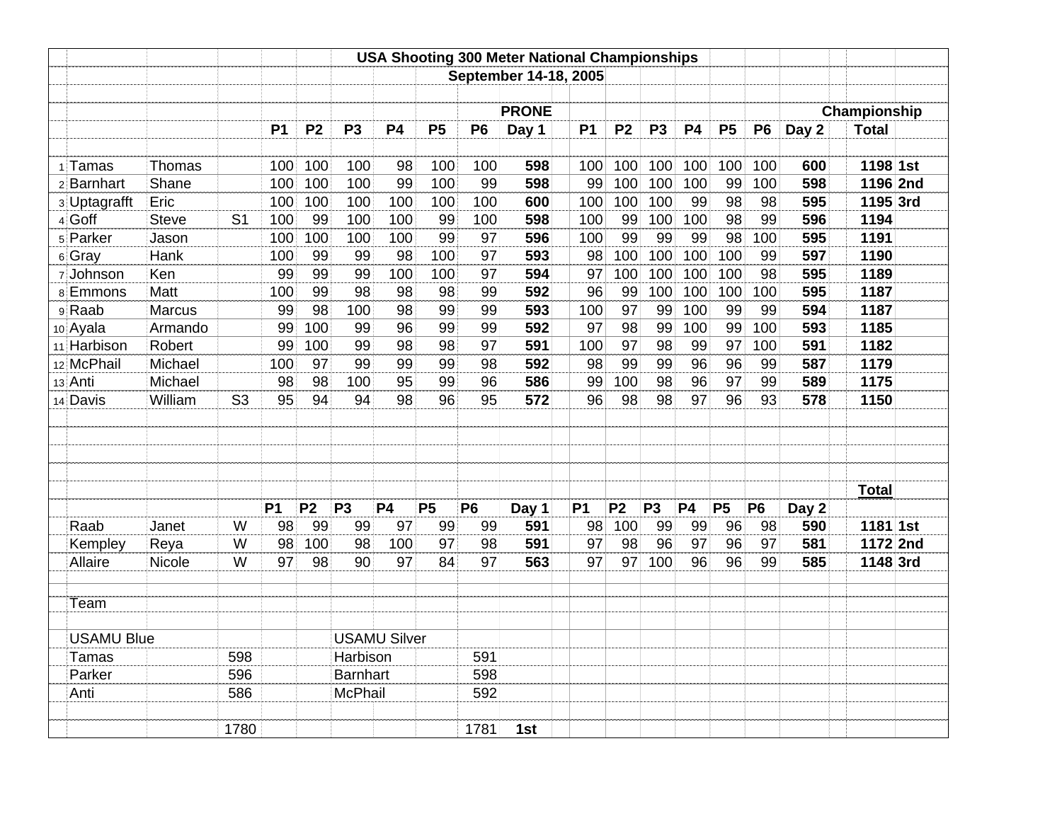# USA Shooting 300 Meter National Championships

## September 14-18, 2005

| | Last | First | Class | P1 | P2 | P3 | P4 | P5 | P6 | PRONE Day 1 | P1 | P2 | P3 | P4 | P5 | P6 | Day 2 | Championship Total | |
|---|---|---|---|---|---|---|---|---|---|---|---|---|---|---|---|---|---|---|---|
| 1 | Tamas | Thomas | | 100 | 100 | 100 | 98 | 100 | 100 | **598** | 100 | 100 | 100 | 100 | 100 | 100 | **600** | **1198** | **1st** |
| 2 | Barnhart | Shane | | 100 | 100 | 100 | 99 | 100 | 99 | **598** | 99 | 100 | 100 | 100 | 99 | 100 | **598** | **1196** | **2nd** |
| 3 | Uptagrafft | Eric | | 100 | 100 | 100 | 100 | 100 | 100 | **600** | 100 | 100 | 100 | 99 | 98 | 98 | **595** | **1195** | **3rd** |
| 4 | Goff | Steve | S1 | 100 | 99 | 100 | 100 | 99 | 100 | **598** | 100 | 99 | 100 | 100 | 98 | 99 | **596** | **1194** | |
| 5 | Parker | Jason | | 100 | 100 | 100 | 100 | 99 | 97 | **596** | 100 | 99 | 99 | 99 | 98 | 100 | **595** | **1191** | |
| 6 | Gray | Hank | | 100 | 99 | 99 | 98 | 100 | 97 | **593** | 98 | 100 | 100 | 100 | 100 | 99 | **597** | **1190** | |
| 7 | Johnson | Ken | | 99 | 99 | 99 | 100 | 100 | 97 | **594** | 97 | 100 | 100 | 100 | 100 | 98 | **595** | **1189** | |
| 8 | Emmons | Matt | | 100 | 99 | 98 | 98 | 98 | 99 | **592** | 96 | 99 | 100 | 100 | 100 | 100 | **595** | **1187** | |
| 9 | Raab | Marcus | | 99 | 98 | 100 | 98 | 99 | 99 | **593** | 100 | 97 | 99 | 100 | 99 | 99 | **594** | **1187** | |
| 10 | Ayala | Armando | | 99 | 100 | 99 | 96 | 99 | 99 | **592** | 97 | 98 | 99 | 100 | 99 | 100 | **593** | **1185** | |
| 11 | Harbison | Robert | | 99 | 100 | 99 | 98 | 98 | 97 | **591** | 100 | 97 | 98 | 99 | 97 | 100 | **591** | **1182** | |
| 12 | McPhail | Michael | | 100 | 97 | 99 | 99 | 99 | 98 | **592** | 98 | 99 | 99 | 96 | 96 | 99 | **587** | **1179** | |
| 13 | Anti | Michael | | 98 | 98 | 100 | 95 | 99 | 96 | **586** | 99 | 100 | 98 | 96 | 97 | 99 | **589** | **1175** | |
| 14 | Davis | William | S3 | 95 | 94 | 94 | 98 | 96 | 95 | **572** | 96 | 98 | 98 | 97 | 96 | 93 | **578** | **1150** | |

| Last | First | Class | P1 | P2 | P3 | P4 | P5 | P6 | Day 1 | P1 | P2 | P3 | P4 | P5 | P6 | Day 2 | Total | |
|---|---|---|---|---|---|---|---|---|---|---|---|---|---|---|---|---|---|---|
| Raab | Janet | W | 98 | 99 | 99 | 97 | 99 | 99 | **591** | 98 | 100 | 99 | 99 | 96 | 98 | **590** | **1181** | **1st** |
| Kempley | Reya | W | 98 | 100 | 98 | 100 | 97 | 98 | **591** | 97 | 98 | 96 | 97 | 96 | 97 | **581** | **1172** | **2nd** |
| Allaire | Nicole | W | 97 | 98 | 90 | 97 | 84 | 97 | **563** | 97 | 97 | 100 | 96 | 96 | 99 | **585** | **1148** | **3rd** |

Team

| USAMU Blue | | USAMU Silver | | |
|---|---|---|---|---|
| Tamas | 598 | Harbison | 591 | |
| Parker | 596 | Barnhart | 598 | |
| Anti | 586 | McPhail | 592 | |
| | 1780 | | 1781 | **1st** |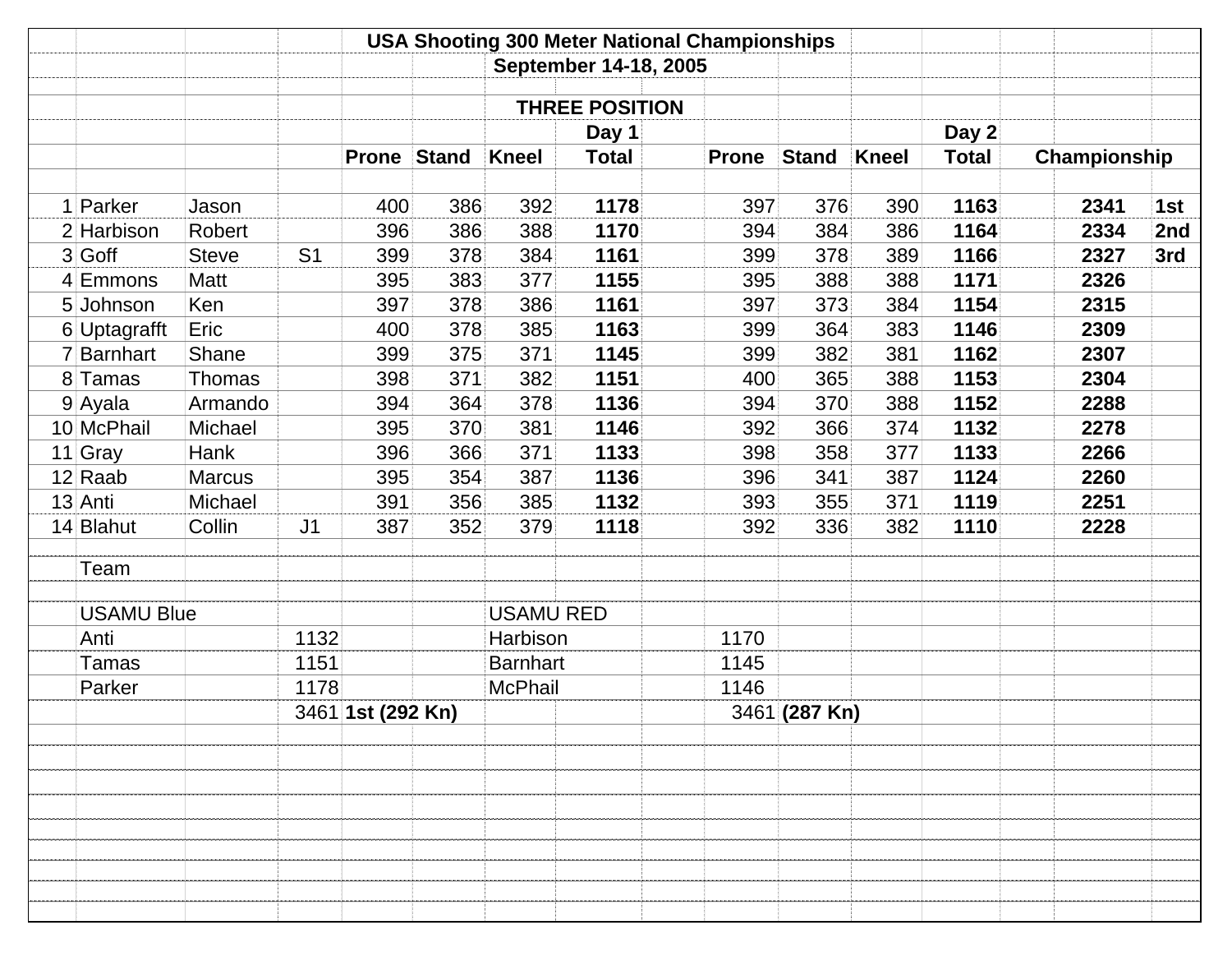# USA Shooting 300 Meter National Championships

## September 14-18, 2005

### THREE POSITION

| | | | | Prone | Stand | Kneel | Day 1 Total | Prone | Stand | Kneel | Day 2 Total | Championship | |
|---|---|---|---|---|---|---|---|---|---|---|---|---|---|
| 1 | Parker | Jason | | 400 | 386 | 392 | **1178** | 397 | 376 | 390 | **1163** | **2341** | **1st** |
| 2 | Harbison | Robert | | 396 | 386 | 388 | **1170** | 394 | 384 | 386 | **1164** | **2334** | **2nd** |
| 3 | Goff | Steve | S1 | 399 | 378 | 384 | **1161** | 399 | 378 | 389 | **1166** | **2327** | **3rd** |
| 4 | Emmons | Matt | | 395 | 383 | 377 | **1155** | 395 | 388 | 388 | **1171** | **2326** | |
| 5 | Johnson | Ken | | 397 | 378 | 386 | **1161** | 397 | 373 | 384 | **1154** | **2315** | |
| 6 | Uptagrafft | Eric | | 400 | 378 | 385 | **1163** | 399 | 364 | 383 | **1146** | **2309** | |
| 7 | Barnhart | Shane | | 399 | 375 | 371 | **1145** | 399 | 382 | 381 | **1162** | **2307** | |
| 8 | Tamas | Thomas | | 398 | 371 | 382 | **1151** | 400 | 365 | 388 | **1153** | **2304** | |
| 9 | Ayala | Armando | | 394 | 364 | 378 | **1136** | 394 | 370 | 388 | **1152** | **2288** | |
| 10 | McPhail | Michael | | 395 | 370 | 381 | **1146** | 392 | 366 | 374 | **1132** | **2278** | |
| 11 | Gray | Hank | | 396 | 366 | 371 | **1133** | 398 | 358 | 377 | **1133** | **2266** | |
| 12 | Raab | Marcus | | 395 | 354 | 387 | **1136** | 396 | 341 | 387 | **1124** | **2260** | |
| 13 | Anti | Michael | | 391 | 356 | 385 | **1132** | 393 | 355 | 371 | **1119** | **2251** | |
| 14 | Blahut | Collin | J1 | 387 | 352 | 379 | **1118** | 392 | 336 | 382 | **1110** | **2228** | |

Team

| USAMU Blue | | | USAMU RED | | |
|---|---|---|---|---|---|
| Anti | 1132 | | Harbison | 1170 | |
| Tamas | 1151 | | Barnhart | 1145 | |
| Parker | 1178 | | McPhail | 1146 | |
| | 3461 | **1st (292 Kn)** | | 3461 | **(287 Kn)** |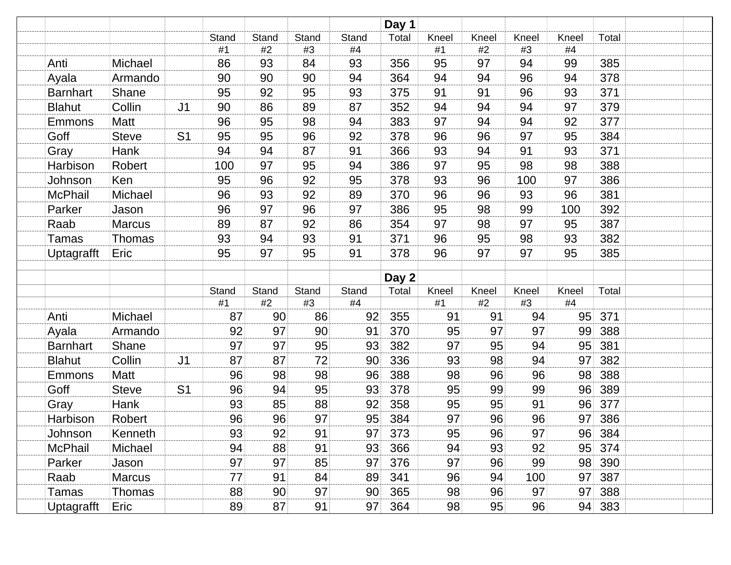| | | | | | | | Day 1 | | | | | |
|---|---|---|---|---|---|---|---|---|---|---|---|---|
| | | | Stand | Stand | Stand | Stand | Total | Kneel | Kneel | Kneel | Kneel | Total |
| | | | #1 | #2 | #3 | #4 | | #1 | #2 | #3 | #4 | |
| Anti | Michael | | 86 | 93 | 84 | 93 | 356 | 95 | 97 | 94 | 99 | 385 |
| Ayala | Armando | | 90 | 90 | 90 | 94 | 364 | 94 | 94 | 96 | 94 | 378 |
| Barnhart | Shane | | 95 | 92 | 95 | 93 | 375 | 91 | 91 | 96 | 93 | 371 |
| Blahut | Collin | J1 | 90 | 86 | 89 | 87 | 352 | 94 | 94 | 94 | 97 | 379 |
| Emmons | Matt | | 96 | 95 | 98 | 94 | 383 | 97 | 94 | 94 | 92 | 377 |
| Goff | Steve | S1 | 95 | 95 | 96 | 92 | 378 | 96 | 96 | 97 | 95 | 384 |
| Gray | Hank | | 94 | 94 | 87 | 91 | 366 | 93 | 94 | 91 | 93 | 371 |
| Harbison | Robert | | 100 | 97 | 95 | 94 | 386 | 97 | 95 | 98 | 98 | 388 |
| Johnson | Ken | | 95 | 96 | 92 | 95 | 378 | 93 | 96 | 100 | 97 | 386 |
| McPhail | Michael | | 96 | 93 | 92 | 89 | 370 | 96 | 96 | 93 | 96 | 381 |
| Parker | Jason | | 96 | 97 | 96 | 97 | 386 | 95 | 98 | 99 | 100 | 392 |
| Raab | Marcus | | 89 | 87 | 92 | 86 | 354 | 97 | 98 | 97 | 95 | 387 |
| Tamas | Thomas | | 93 | 94 | 93 | 91 | 371 | 96 | 95 | 98 | 93 | 382 |
| Uptagrafft | Eric | | 95 | 97 | 95 | 91 | 378 | 96 | 97 | 97 | 95 | 385 |

| | | | | | | | Day 2 | | | | | |
|---|---|---|---|---|---|---|---|---|---|---|---|---|
| | | | Stand | Stand | Stand | Stand | Total | Kneel | Kneel | Kneel | Kneel | Total |
| | | | #1 | #2 | #3 | #4 | | #1 | #2 | #3 | #4 | |
| Anti | Michael | | 87 | 90 | 86 | 92 | 355 | 91 | 91 | 94 | 95 | 371 |
| Ayala | Armando | | 92 | 97 | 90 | 91 | 370 | 95 | 97 | 97 | 99 | 388 |
| Barnhart | Shane | | 97 | 97 | 95 | 93 | 382 | 97 | 95 | 94 | 95 | 381 |
| Blahut | Collin | J1 | 87 | 87 | 72 | 90 | 336 | 93 | 98 | 94 | 97 | 382 |
| Emmons | Matt | | 96 | 98 | 98 | 96 | 388 | 98 | 96 | 96 | 98 | 388 |
| Goff | Steve | S1 | 96 | 94 | 95 | 93 | 378 | 95 | 99 | 99 | 96 | 389 |
| Gray | Hank | | 93 | 85 | 88 | 92 | 358 | 95 | 95 | 91 | 96 | 377 |
| Harbison | Robert | | 96 | 96 | 97 | 95 | 384 | 97 | 96 | 96 | 97 | 386 |
| Johnson | Kenneth | | 93 | 92 | 91 | 97 | 373 | 95 | 96 | 97 | 96 | 384 |
| McPhail | Michael | | 94 | 88 | 91 | 93 | 366 | 94 | 93 | 92 | 95 | 374 |
| Parker | Jason | | 97 | 97 | 85 | 97 | 376 | 97 | 96 | 99 | 98 | 390 |
| Raab | Marcus | | 77 | 91 | 84 | 89 | 341 | 96 | 94 | 100 | 97 | 387 |
| Tamas | Thomas | | 88 | 90 | 97 | 90 | 365 | 98 | 96 | 97 | 97 | 388 |
| Uptagrafft | Eric | | 89 | 87 | 91 | 97 | 364 | 98 | 95 | 96 | 94 | 383 |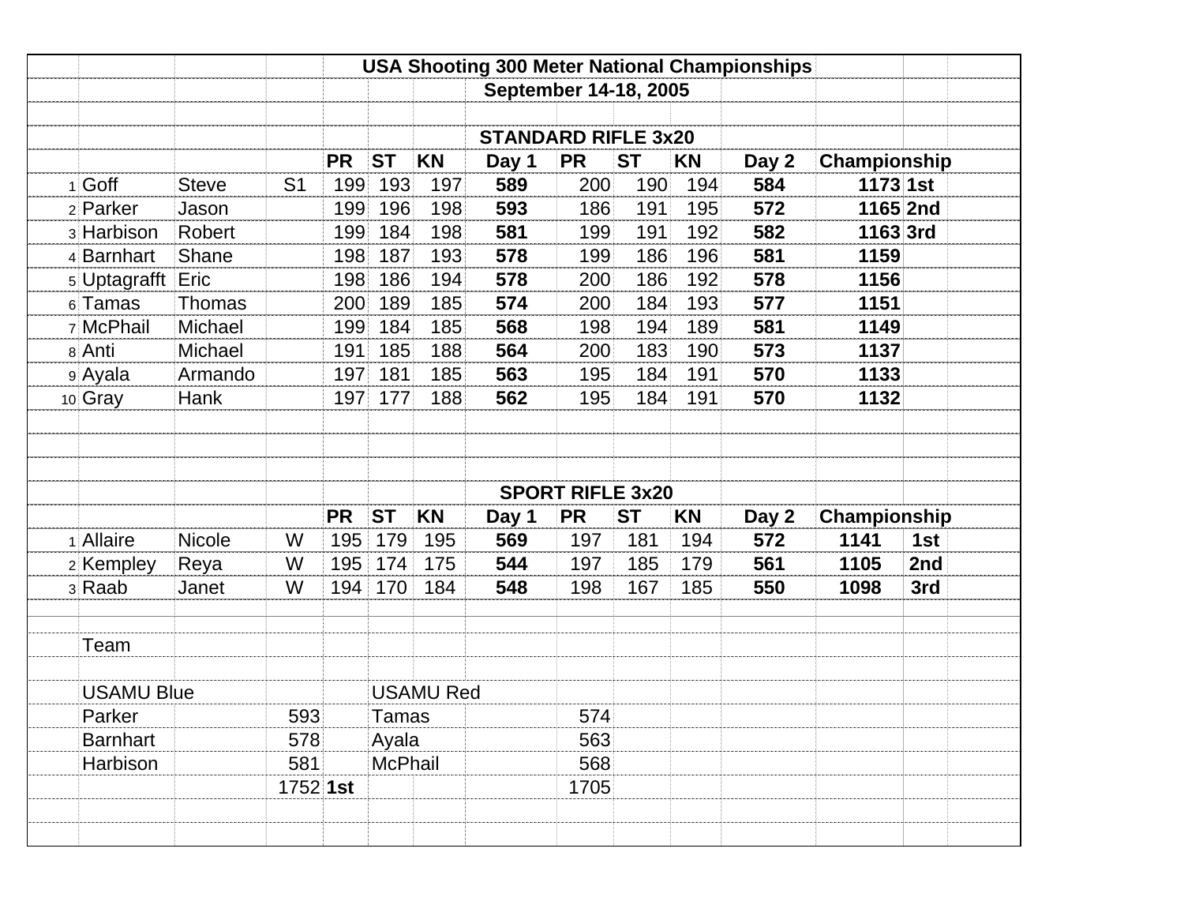# USA Shooting 300 Meter National Championships

## September 14-18, 2005

### STANDARD RIFLE 3x20

| | | | | PR | ST | KN | Day 1 | PR | ST | KN | Day 2 | Championship | |
|---|---|---|---|---|---|---|---|---|---|---|---|---|---|
| 1 | Goff | Steve | S1 | 199 | 193 | 197 | **589** | 200 | 190 | 194 | **584** | **1173** | **1st** |
| 2 | Parker | Jason | | 199 | 196 | 198 | **593** | 186 | 191 | 195 | **572** | **1165** | **2nd** |
| 3 | Harbison | Robert | | 199 | 184 | 198 | **581** | 199 | 191 | 192 | **582** | **1163** | **3rd** |
| 4 | Barnhart | Shane | | 198 | 187 | 193 | **578** | 199 | 186 | 196 | **581** | **1159** | |
| 5 | Uptagrafft | Eric | | 198 | 186 | 194 | **578** | 200 | 186 | 192 | **578** | **1156** | |
| 6 | Tamas | Thomas | | 200 | 189 | 185 | **574** | 200 | 184 | 193 | **577** | **1151** | |
| 7 | McPhail | Michael | | 199 | 184 | 185 | **568** | 198 | 194 | 189 | **581** | **1149** | |
| 8 | Anti | Michael | | 191 | 185 | 188 | **564** | 200 | 183 | 190 | **573** | **1137** | |
| 9 | Ayala | Armando | | 197 | 181 | 185 | **563** | 195 | 184 | 191 | **570** | **1133** | |
| 10 | Gray | Hank | | 197 | 177 | 188 | **562** | 195 | 184 | 191 | **570** | **1132** | |

### SPORT RIFLE 3x20

| | | | | PR | ST | KN | Day 1 | PR | ST | KN | Day 2 | Championship | |
|---|---|---|---|---|---|---|---|---|---|---|---|---|---|
| 1 | Allaire | Nicole | W | 195 | 179 | 195 | **569** | 197 | 181 | 194 | **572** | **1141** | **1st** |
| 2 | Kempley | Reya | W | 195 | 174 | 175 | **544** | 197 | 185 | 179 | **561** | **1105** | **2nd** |
| 3 | Raab | Janet | W | 194 | 170 | 184 | **548** | 198 | 167 | 185 | **550** | **1098** | **3rd** |

Team

| USAMU Blue | | | USAMU Red | |
|---|---|---|---|---|
| Parker | 593 | | Tamas | 574 |
| Barnhart | 578 | | Ayala | 563 |
| Harbison | 581 | | McPhail | 568 |
| | 1752 | **1st** | | 1705 |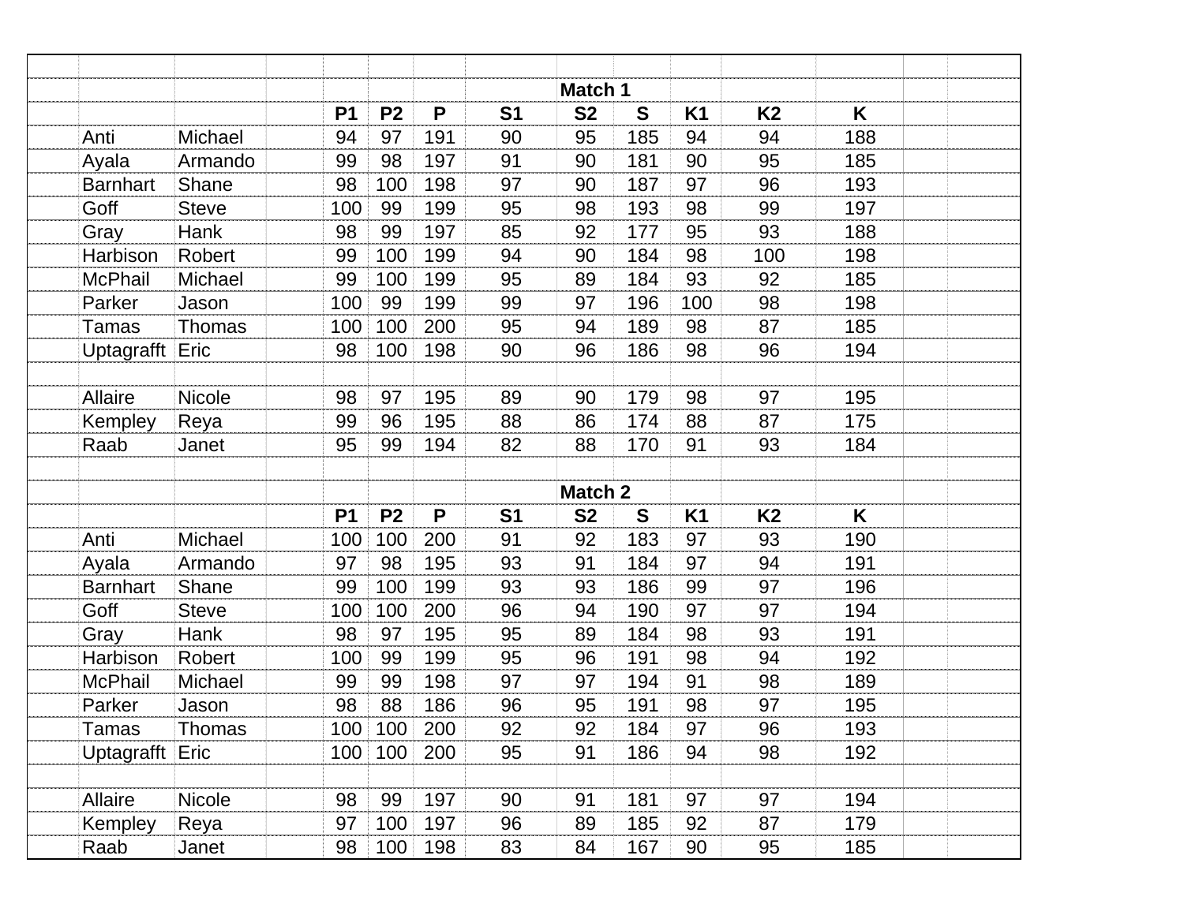| | | P1 | P2 | P | S1 | S2 | S | K1 | K2 | K |
|---|---|---|---|---|---|---|---|---|---|---|
| | | | | | | **Match 1** | | | | |
| | | **P1** | **P2** | **P** | **S1** | **S2** | **S** | **K1** | **K2** | **K** |
| Anti | Michael | 94 | 97 | 191 | 90 | 95 | 185 | 94 | 94 | 188 |
| Ayala | Armando | 99 | 98 | 197 | 91 | 90 | 181 | 90 | 95 | 185 |
| Barnhart | Shane | 98 | 100 | 198 | 97 | 90 | 187 | 97 | 96 | 193 |
| Goff | Steve | 100 | 99 | 199 | 95 | 98 | 193 | 98 | 99 | 197 |
| Gray | Hank | 98 | 99 | 197 | 85 | 92 | 177 | 95 | 93 | 188 |
| Harbison | Robert | 99 | 100 | 199 | 94 | 90 | 184 | 98 | 100 | 198 |
| McPhail | Michael | 99 | 100 | 199 | 95 | 89 | 184 | 93 | 92 | 185 |
| Parker | Jason | 100 | 99 | 199 | 99 | 97 | 196 | 100 | 98 | 198 |
| Tamas | Thomas | 100 | 100 | 200 | 95 | 94 | 189 | 98 | 87 | 185 |
| Uptagrafft | Eric | 98 | 100 | 198 | 90 | 96 | 186 | 98 | 96 | 194 |
| | | | | | | | | | | |
| Allaire | Nicole | 98 | 97 | 195 | 89 | 90 | 179 | 98 | 97 | 195 |
| Kempley | Reya | 99 | 96 | 195 | 88 | 86 | 174 | 88 | 87 | 175 |
| Raab | Janet | 95 | 99 | 194 | 82 | 88 | 170 | 91 | 93 | 184 |
| | | | | | | | | | | |
| | | | | | | **Match 2** | | | | |
| | | **P1** | **P2** | **P** | **S1** | **S2** | **S** | **K1** | **K2** | **K** |
| Anti | Michael | 100 | 100 | 200 | 91 | 92 | 183 | 97 | 93 | 190 |
| Ayala | Armando | 97 | 98 | 195 | 93 | 91 | 184 | 97 | 94 | 191 |
| Barnhart | Shane | 99 | 100 | 199 | 93 | 93 | 186 | 99 | 97 | 196 |
| Goff | Steve | 100 | 100 | 200 | 96 | 94 | 190 | 97 | 97 | 194 |
| Gray | Hank | 98 | 97 | 195 | 95 | 89 | 184 | 98 | 93 | 191 |
| Harbison | Robert | 100 | 99 | 199 | 95 | 96 | 191 | 98 | 94 | 192 |
| McPhail | Michael | 99 | 99 | 198 | 97 | 97 | 194 | 91 | 98 | 189 |
| Parker | Jason | 98 | 88 | 186 | 96 | 95 | 191 | 98 | 97 | 195 |
| Tamas | Thomas | 100 | 100 | 200 | 92 | 92 | 184 | 97 | 96 | 193 |
| Uptagrafft | Eric | 100 | 100 | 200 | 95 | 91 | 186 | 94 | 98 | 192 |
| | | | | | | | | | | |
| Allaire | Nicole | 98 | 99 | 197 | 90 | 91 | 181 | 97 | 97 | 194 |
| Kempley | Reya | 97 | 100 | 197 | 96 | 89 | 185 | 92 | 87 | 179 |
| Raab | Janet | 98 | 100 | 198 | 83 | 84 | 167 | 90 | 95 | 185 |